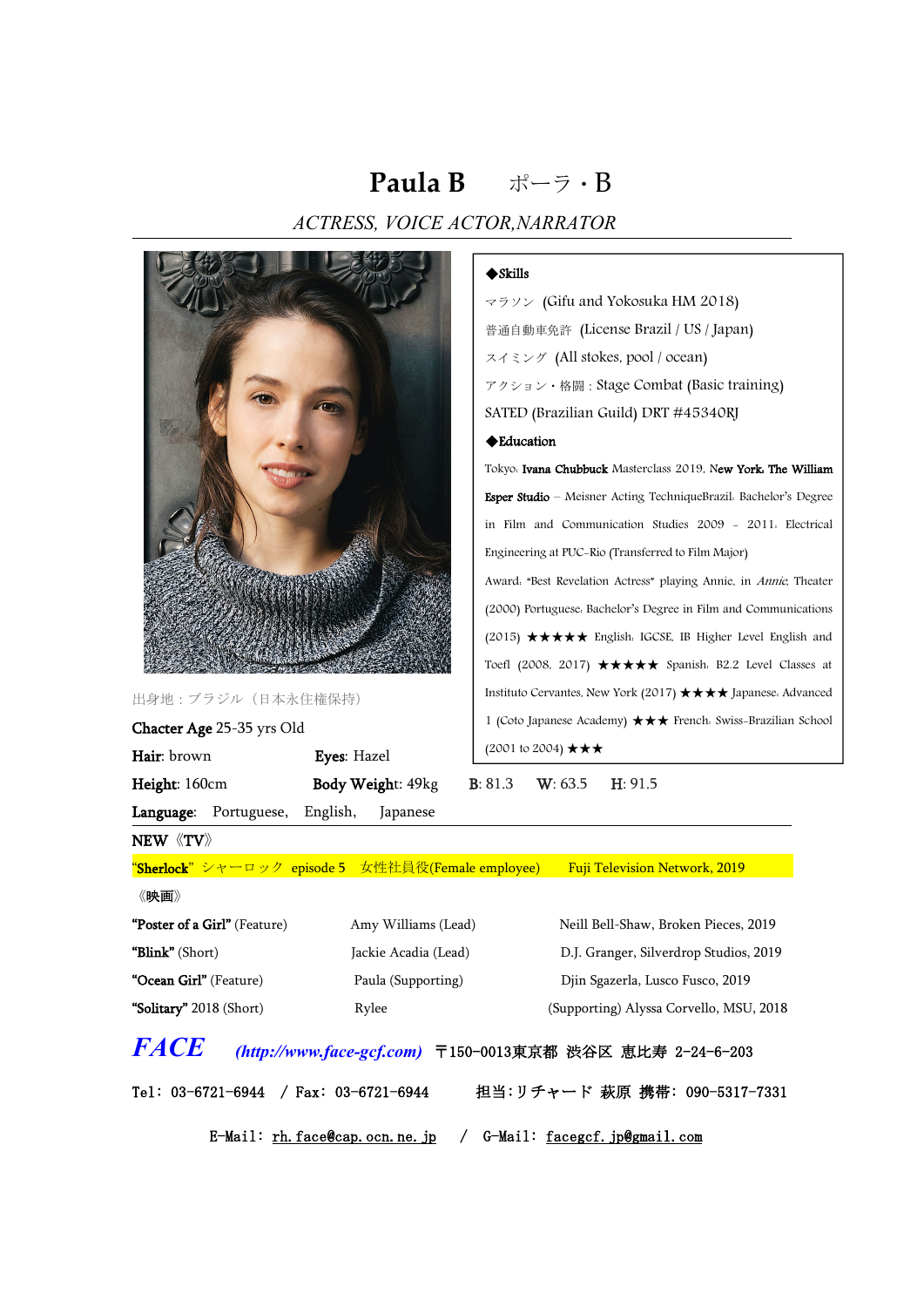# Paula B　ポーラ・B

*ACTRESS, VOICE ACTOR,NARRATOR*

---

出身地：ブラジル（日本永住権保持）

**Chacter Age** 25-35 yrs Old

**Hair**: brown　　**Eyes**: Hazel

**Height**: 160cm　　**Body Weight**: 49kg　　**B**: 81.3　**W**: 63.5　**H**: 91.5

**Language**: Portuguese, English, Japanese

**◆Skills**

マラソン (Gifu and Yokosuka HM 2018)

普通自動車免許 (License Brazil / US / Japan)

スイミング (All stokes, pool / ocean)

アクション・格闘：Stage Combat (Basic training)

SATED (Brazilian Guild) DRT #45340RJ

**◆Education**

Tokyo: **Ivana Chubbuck** Masterclass 2019. **New York: The William Esper Studio** – Meisner Acting TechniqueBrazil: Bachelor's Degree in Film and Communication Studies 2009 – 2011: Electrical Engineering at PUC-Rio (Transferred to Film Major)

Award: "Best Revelation Actress" playing Annie, in *Annie*, Theater (2000) Portuguese: Bachelor's Degree in Film and Communications (2015) ★★★★★ English: IGCSE, IB Higher Level English and Toefl (2008, 2017) ★★★★★ Spanish: B2.2 Level Classes at Instituto Cervantes, New York (2017) ★★★★ Japanese: Advanced 1 (Coto Japanese Academy) ★★★ French: Swiss-Brazilian School (2001 to 2004) ★★★

---

**NEW《TV》**

"**Sherlock**" シャーロック episode 5　女性社員役(Female employee)　Fuji Television Network, 2019

《映画》

| | | |
|---|---|---|
| **"Poster of a Girl"** (Feature) | Amy Williams (Lead) | Neill Bell-Shaw, Broken Pieces, 2019 |
| **"Blink"** (Short) | Jackie Acadia (Lead) | D.J. Granger, Silverdrop Studios, 2019 |
| **"Ocean Girl"** (Feature) | Paula (Supporting) | Djin Sgazerla, Lusco Fusco, 2019 |
| **"Solitary"** 2018 (Short) | Rylee | (Supporting) Alyssa Corvello, MSU, 2018 |

***FACE*** ***(http://www.face-gcf.com)*** 〒150-0013東京都 渋谷区 恵比寿 2-24-6-203

Tel: 03-6721-6944 / Fax: 03-6721-6944　担当:リチャード 萩原 携帯: 090-5317-7331

E-Mail: rh.face@cap.ocn.ne.jp / G-Mail: facegcf.jp@gmail.com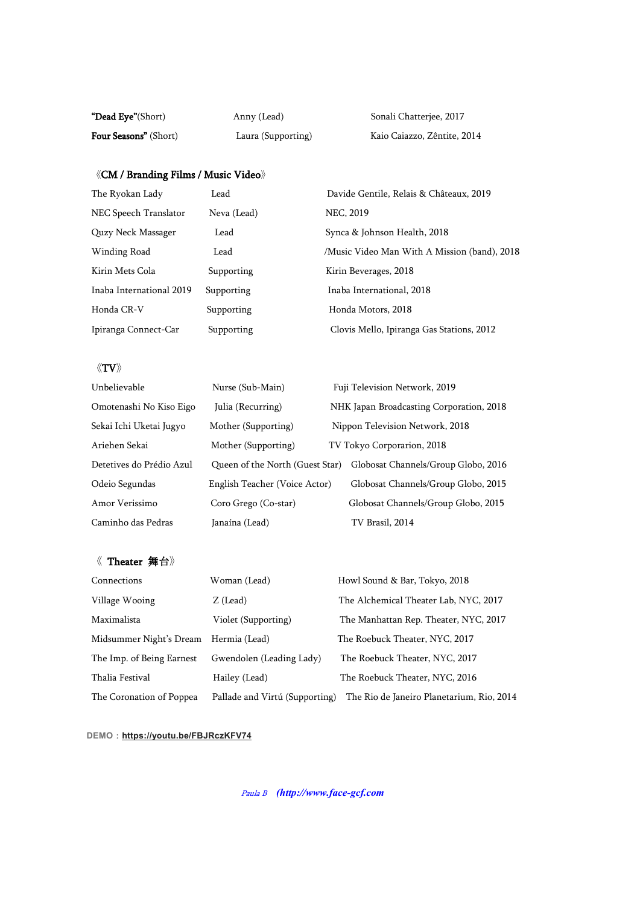| | | |
|---|---|---|
| **"Dead Eye"**(Short) | Anny (Lead) | Sonali Chatterjee, 2017 |
| **Four Seasons"** (Short) | Laura (Supporting) | Kaio Caiazzo, Zêntite, 2014 |

### 《CM / Branding Films / Music Video》

| | | |
|---|---|---|
| The Ryokan Lady | Lead | Davide Gentile, Relais & Châteaux, 2019 |
| NEC Speech Translator | Neva (Lead) | NEC, 2019 |
| Quzy Neck Massager | Lead | Synca & Johnson Health, 2018 |
| Winding Road | Lead | /Music Video Man With A Mission (band), 2018 |
| Kirin Mets Cola | Supporting | Kirin Beverages, 2018 |
| Inaba International 2019 | Supporting | Inaba International, 2018 |
| Honda CR-V | Supporting | Honda Motors, 2018 |
| Ipiranga Connect-Car | Supporting | Clovis Mello, Ipiranga Gas Stations, 2012 |

### 《TV》

| | | |
|---|---|---|
| Unbelievable | Nurse (Sub-Main) | Fuji Television Network, 2019 |
| Omotenashi No Kiso Eigo | Julia (Recurring) | NHK Japan Broadcasting Corporation, 2018 |
| Sekai Ichi Uketai Jugyo | Mother (Supporting) | Nippon Television Network, 2018 |
| Ariehen Sekai | Mother (Supporting) | TV Tokyo Corporarion, 2018 |
| Detetives do Prédio Azul | Queen of the North (Guest Star) | Globosat Channels/Group Globo, 2016 |
| Odeio Segundas | English Teacher (Voice Actor) | Globosat Channels/Group Globo, 2015 |
| Amor Verissimo | Coro Grego (Co-star) | Globosat Channels/Group Globo, 2015 |
| Caminho das Pedras | Janaína (Lead) | TV Brasil, 2014 |

### 《 Theater 舞台》

| | | |
|---|---|---|
| Connections | Woman (Lead) | Howl Sound & Bar, Tokyo, 2018 |
| Village Wooing | Z (Lead) | The Alchemical Theater Lab, NYC, 2017 |
| Maximalista | Violet (Supporting) | The Manhattan Rep. Theater, NYC, 2017 |
| Midsummer Night's Dream | Hermia (Lead) | The Roebuck Theater, NYC, 2017 |
| The Imp. of Being Earnest | Gwendolen (Leading Lady) | The Roebuck Theater, NYC, 2017 |
| Thalia Festival | Hailey (Lead) | The Roebuck Theater, NYC, 2016 |
| The Coronation of Poppea | Pallade and Virtú (Supporting) | The Rio de Janeiro Planetarium, Rio, 2014 |

**DEMO：https://youtu.be/FBJRczKFV74**

*Paula B* ***(http://www.face-gcf.com***